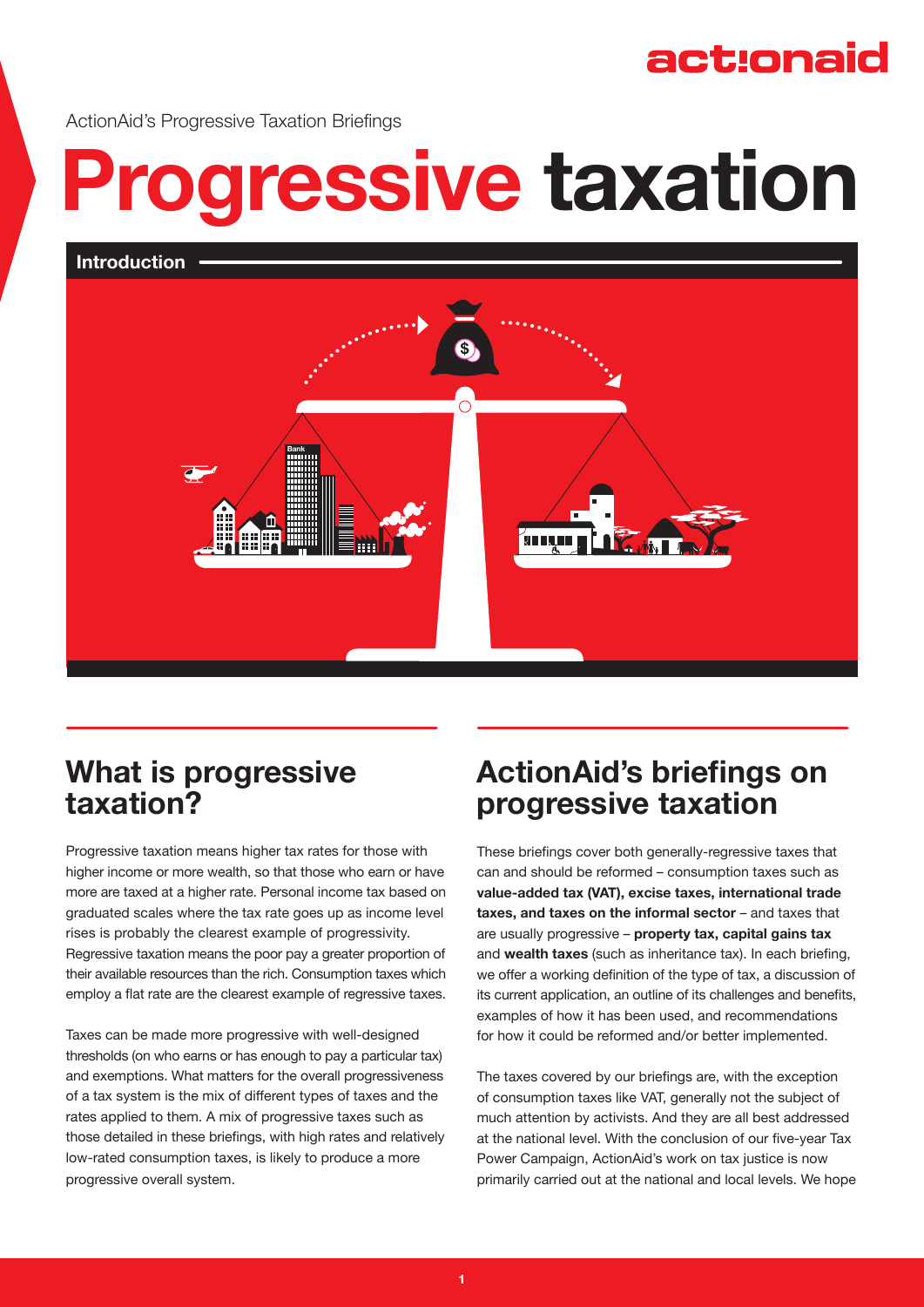ActionAid's Progressive Taxation Briefings

# Progressive taxation

## Introduction

## What is progressive taxation?

Progressive taxation means higher tax rates for those with higher income or more wealth, so that those who earn or have more are taxed at a higher rate. Personal income tax based on graduated scales where the tax rate goes up as income level rises is probably the clearest example of progressivity. Regressive taxation means the poor pay a greater proportion of their available resources than the rich. Consumption taxes which employ a flat rate are the clearest example of regressive taxes.

Taxes can be made more progressive with well-designed thresholds (on who earns or has enough to pay a particular tax) and exemptions. What matters for the overall progressiveness of a tax system is the mix of different types of taxes and the rates applied to them. A mix of progressive taxes such as those detailed in these briefings, with high rates and relatively low-rated consumption taxes, is likely to produce a more progressive overall system.

## ActionAid's briefings on progressive taxation

These briefings cover both generally-regressive taxes that can and should be reformed – consumption taxes such as **value-added tax (VAT), excise taxes, international trade taxes, and taxes on the informal sector** – and taxes that are usually progressive – **property tax, capital gains tax** and **wealth taxes** (such as inheritance tax). In each briefing, we offer a working definition of the type of tax, a discussion of its current application, an outline of its challenges and benefits, examples of how it has been used, and recommendations for how it could be reformed and/or better implemented.

The taxes covered by our briefings are, with the exception of consumption taxes like VAT, generally not the subject of much attention by activists. And they are all best addressed at the national level. With the conclusion of our five-year Tax Power Campaign, ActionAid's work on tax justice is now primarily carried out at the national and local levels. We hope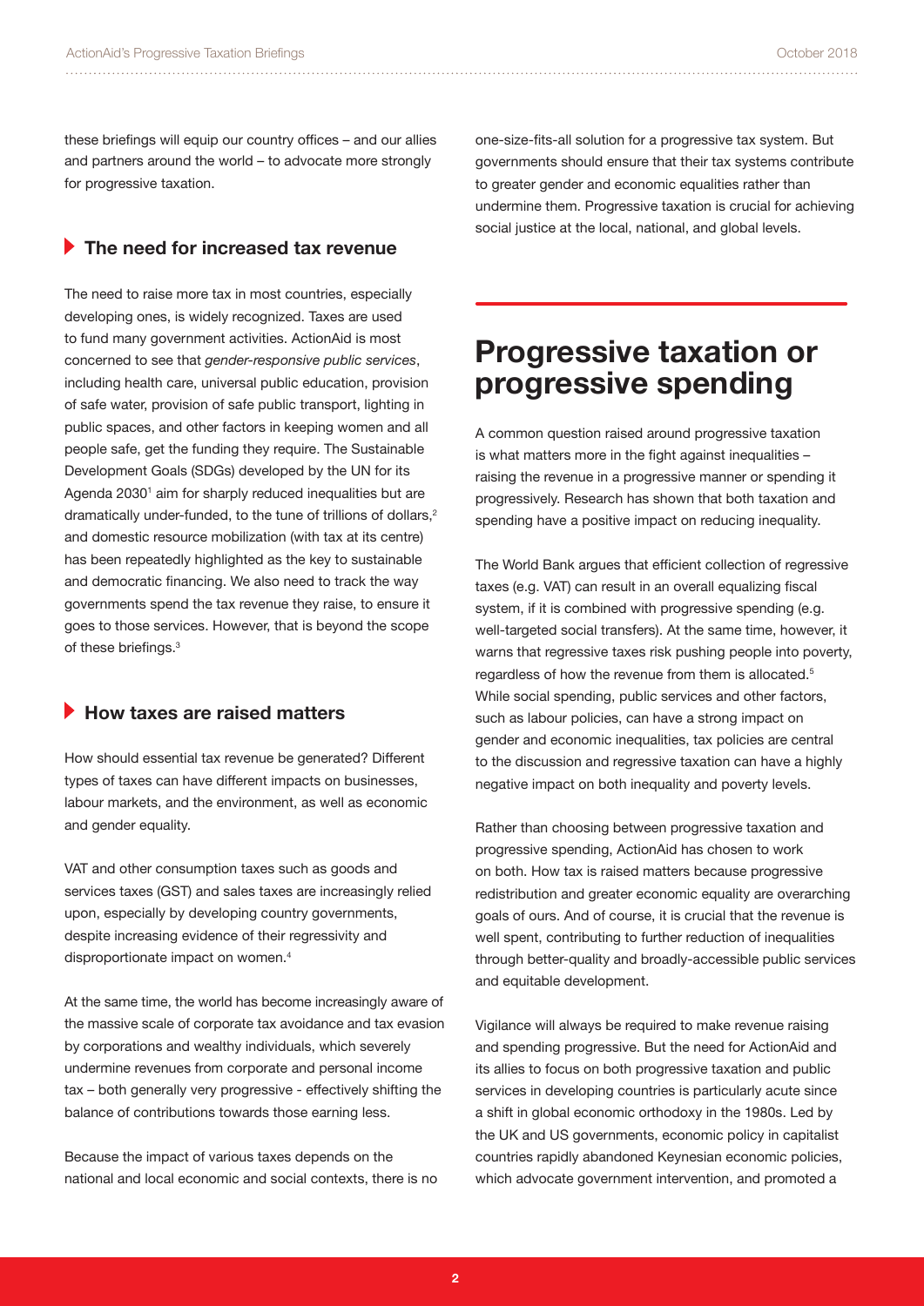these briefings will equip our country offices – and our allies and partners around the world – to advocate more strongly for progressive taxation.

### The need for increased tax revenue

The need to raise more tax in most countries, especially developing ones, is widely recognized. Taxes are used to fund many government activities. ActionAid is most concerned to see that *gender-responsive public services*, including health care, universal public education, provision of safe water, provision of safe public transport, lighting in public spaces, and other factors in keeping women and all people safe, get the funding they require. The Sustainable Development Goals (SDGs) developed by the UN for its Agenda 2030[1] aim for sharply reduced inequalities but are dramatically under-funded, to the tune of trillions of dollars,[2] and domestic resource mobilization (with tax at its centre) has been repeatedly highlighted as the key to sustainable and democratic financing. We also need to track the way governments spend the tax revenue they raise, to ensure it goes to those services. However, that is beyond the scope of these briefings.[3]

### How taxes are raised matters

How should essential tax revenue be generated? Different types of taxes can have different impacts on businesses, labour markets, and the environment, as well as economic and gender equality.

VAT and other consumption taxes such as goods and services taxes (GST) and sales taxes are increasingly relied upon, especially by developing country governments, despite increasing evidence of their regressivity and disproportionate impact on women.[4]

At the same time, the world has become increasingly aware of the massive scale of corporate tax avoidance and tax evasion by corporations and wealthy individuals, which severely undermine revenues from corporate and personal income tax – both generally very progressive - effectively shifting the balance of contributions towards those earning less.

Because the impact of various taxes depends on the national and local economic and social contexts, there is no one-size-fits-all solution for a progressive tax system. But governments should ensure that their tax systems contribute to greater gender and economic equalities rather than undermine them. Progressive taxation is crucial for achieving social justice at the local, national, and global levels.

## Progressive taxation or progressive spending

A common question raised around progressive taxation is what matters more in the fight against inequalities – raising the revenue in a progressive manner or spending it progressively. Research has shown that both taxation and spending have a positive impact on reducing inequality.

The World Bank argues that efficient collection of regressive taxes (e.g. VAT) can result in an overall equalizing fiscal system, if it is combined with progressive spending (e.g. well-targeted social transfers). At the same time, however, it warns that regressive taxes risk pushing people into poverty, regardless of how the revenue from them is allocated.[5] While social spending, public services and other factors, such as labour policies, can have a strong impact on gender and economic inequalities, tax policies are central to the discussion and regressive taxation can have a highly negative impact on both inequality and poverty levels.

Rather than choosing between progressive taxation and progressive spending, ActionAid has chosen to work on both. How tax is raised matters because progressive redistribution and greater economic equality are overarching goals of ours. And of course, it is crucial that the revenue is well spent, contributing to further reduction of inequalities through better-quality and broadly-accessible public services and equitable development.

Vigilance will always be required to make revenue raising and spending progressive. But the need for ActionAid and its allies to focus on both progressive taxation and public services in developing countries is particularly acute since a shift in global economic orthodoxy in the 1980s. Led by the UK and US governments, economic policy in capitalist countries rapidly abandoned Keynesian economic policies, which advocate government intervention, and promoted a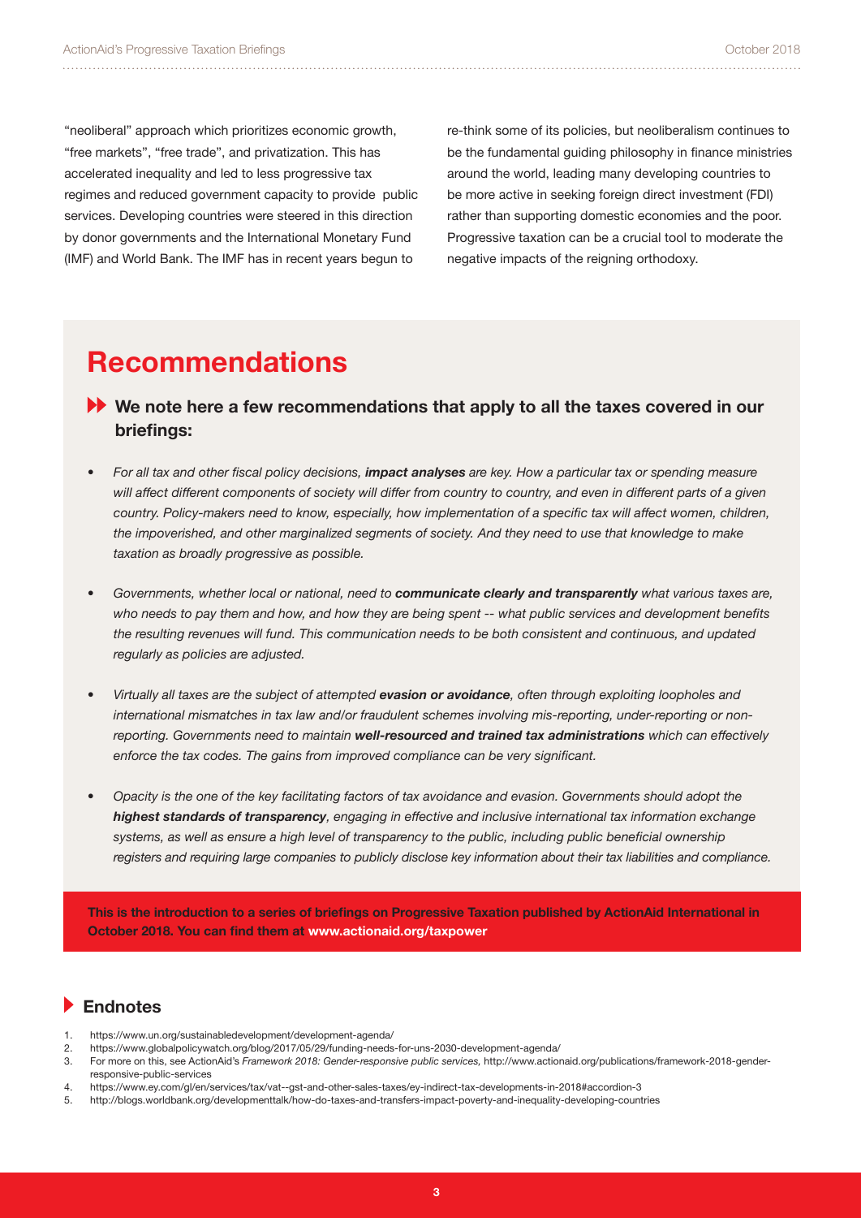"neoliberal" approach which prioritizes economic growth, "free markets", "free trade", and privatization. This has accelerated inequality and led to less progressive tax regimes and reduced government capacity to provide public services. Developing countries were steered in this direction by donor governments and the International Monetary Fund (IMF) and World Bank. The IMF has in recent years begun to re-think some of its policies, but neoliberalism continues to be the fundamental guiding philosophy in finance ministries around the world, leading many developing countries to be more active in seeking foreign direct investment (FDI) rather than supporting domestic economies and the poor. Progressive taxation can be a crucial tool to moderate the negative impacts of the reigning orthodoxy.

## Recommendations

### We note here a few recommendations that apply to all the taxes covered in our briefings:

- *For all tax and other fiscal policy decisions, **impact analyses** are key. How a particular tax or spending measure will affect different components of society will differ from country to country, and even in different parts of a given country. Policy-makers need to know, especially, how implementation of a specific tax will affect women, children, the impoverished, and other marginalized segments of society. And they need to use that knowledge to make taxation as broadly progressive as possible.*
- *Governments, whether local or national, need to **communicate clearly and transparently** what various taxes are, who needs to pay them and how, and how they are being spent -- what public services and development benefits the resulting revenues will fund. This communication needs to be both consistent and continuous, and updated regularly as policies are adjusted.*
- *Virtually all taxes are the subject of attempted **evasion or avoidance**, often through exploiting loopholes and international mismatches in tax law and/or fraudulent schemes involving mis-reporting, under-reporting or non-reporting. Governments need to maintain **well-resourced and trained tax administrations** which can effectively enforce the tax codes. The gains from improved compliance can be very significant.*
- *Opacity is the one of the key facilitating factors of tax avoidance and evasion. Governments should adopt the **highest standards of transparency**, engaging in effective and inclusive international tax information exchange systems, as well as ensure a high level of transparency to the public, including public beneficial ownership registers and requiring large companies to publicly disclose key information about their tax liabilities and compliance.*

**This is the introduction to a series of briefings on Progressive Taxation published by ActionAid International in October 2018. You can find them at www.actionaid.org/taxpower**

### Endnotes

1. https://www.un.org/sustainabledevelopment/development-agenda/
2. https://www.globalpolicywatch.org/blog/2017/05/29/funding-needs-for-uns-2030-development-agenda/
3. For more on this, see ActionAid's *Framework 2018: Gender-responsive public services,* http://www.actionaid.org/publications/framework-2018-gender-responsive-public-services
4. https://www.ey.com/gl/en/services/tax/vat--gst-and-other-sales-taxes/ey-indirect-tax-developments-in-2018#accordion-3
5. http://blogs.worldbank.org/developmenttalk/how-do-taxes-and-transfers-impact-poverty-and-inequality-developing-countries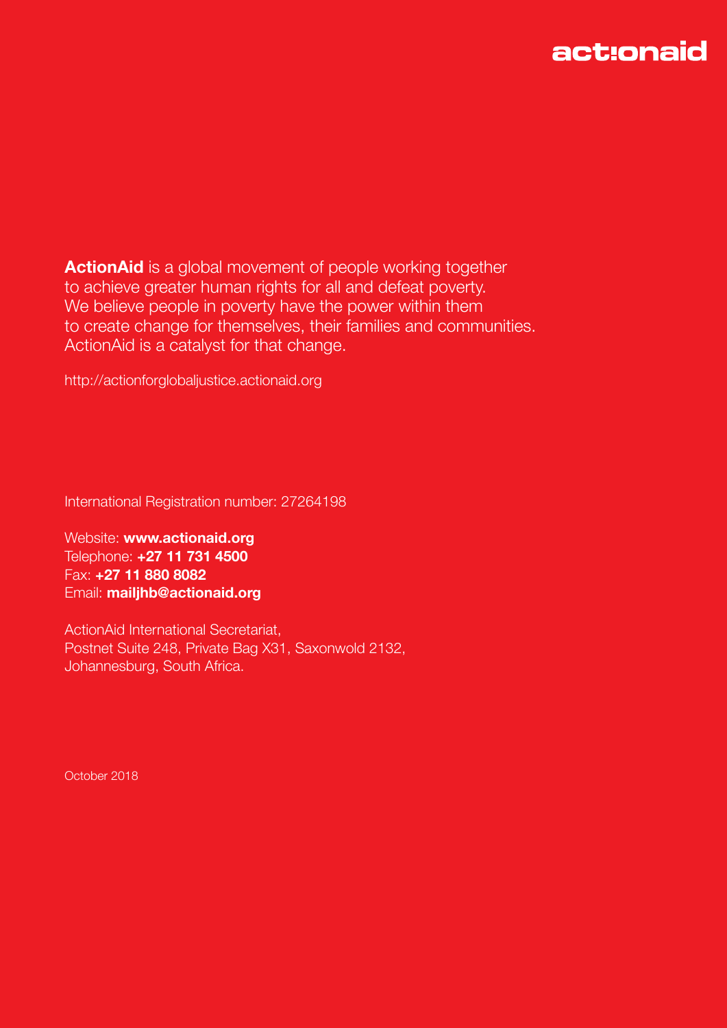actionaid

**ActionAid** is a global movement of people working together to achieve greater human rights for all and defeat poverty. We believe people in poverty have the power within them to create change for themselves, their families and communities. ActionAid is a catalyst for that change.

http://actionforglobaljustice.actionaid.org

International Registration number: 27264198

Website: **www.actionaid.org**
Telephone: **+27 11 731 4500**
Fax: **+27 11 880 8082**
Email: **mailjhb@actionaid.org**

ActionAid International Secretariat,
Postnet Suite 248, Private Bag X31, Saxonwold 2132,
Johannesburg, South Africa.

October 2018